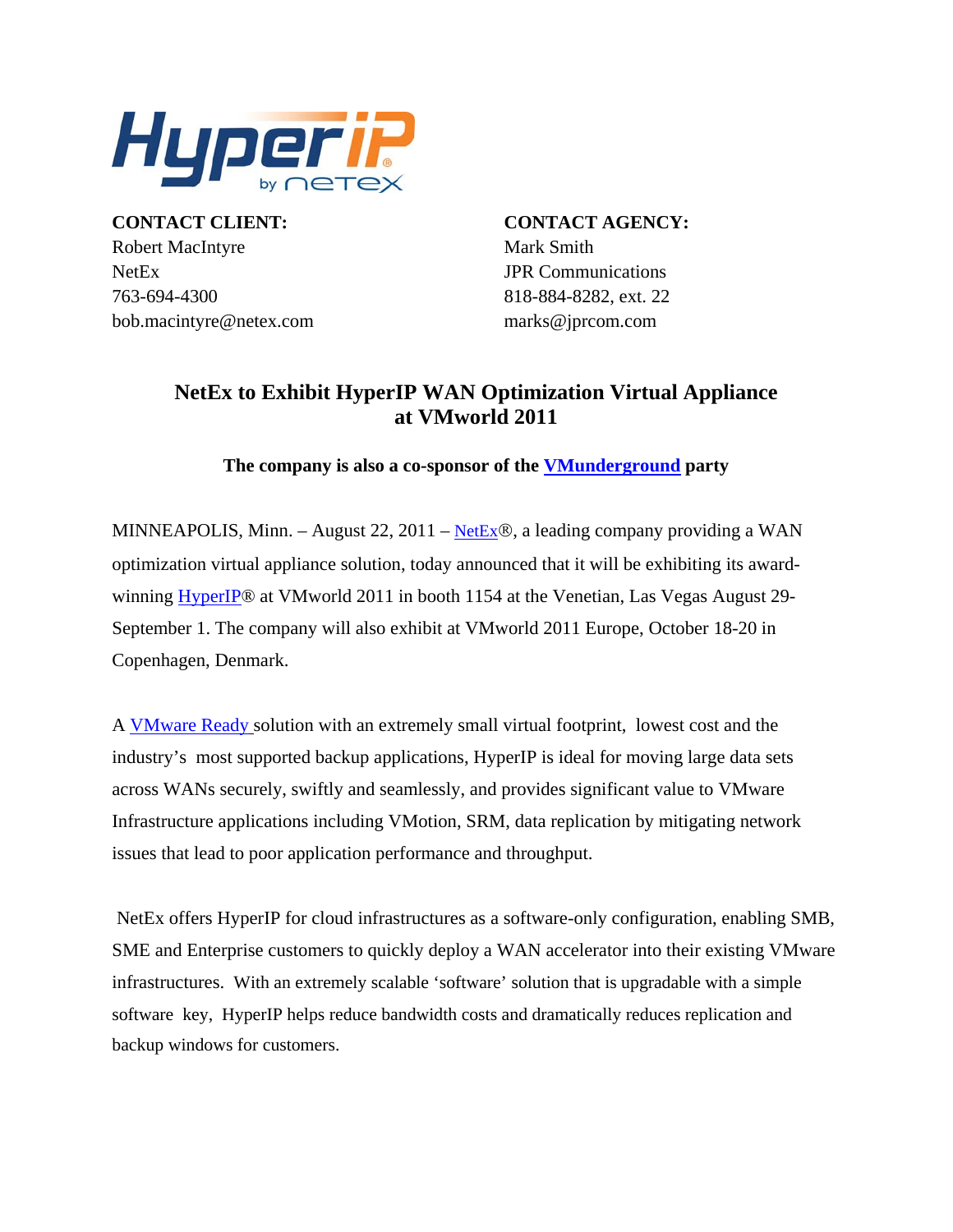**CONTACT CLIENT:**
Robert MacIntyre
NetEx
763-694-4300
bob.macintyre@netex.com

**CONTACT AGENCY:**
Mark Smith
JPR Communications
818-884-8282, ext. 22
marks@jprcom.com

# NetEx to Exhibit HyperIP WAN Optimization Virtual Appliance at VMworld 2011

**The company is also a co-sponsor of the VMunderground party**

MINNEAPOLIS, Minn. – August 22, 2011 – NetEx®, a leading company providing a WAN optimization virtual appliance solution, today announced that it will be exhibiting its award-winning HyperIP® at VMworld 2011 in booth 1154 at the Venetian, Las Vegas August 29-September 1. The company will also exhibit at VMworld 2011 Europe, October 18-20 in Copenhagen, Denmark.

A VMware Ready solution with an extremely small virtual footprint, lowest cost and the industry's most supported backup applications, HyperIP is ideal for moving large data sets across WANs securely, swiftly and seamlessly, and provides significant value to VMware Infrastructure applications including VMotion, SRM, data replication by mitigating network issues that lead to poor application performance and throughput.

NetEx offers HyperIP for cloud infrastructures as a software-only configuration, enabling SMB, SME and Enterprise customers to quickly deploy a WAN accelerator into their existing VMware infrastructures. With an extremely scalable 'software' solution that is upgradable with a simple software key, HyperIP helps reduce bandwidth costs and dramatically reduces replication and backup windows for customers.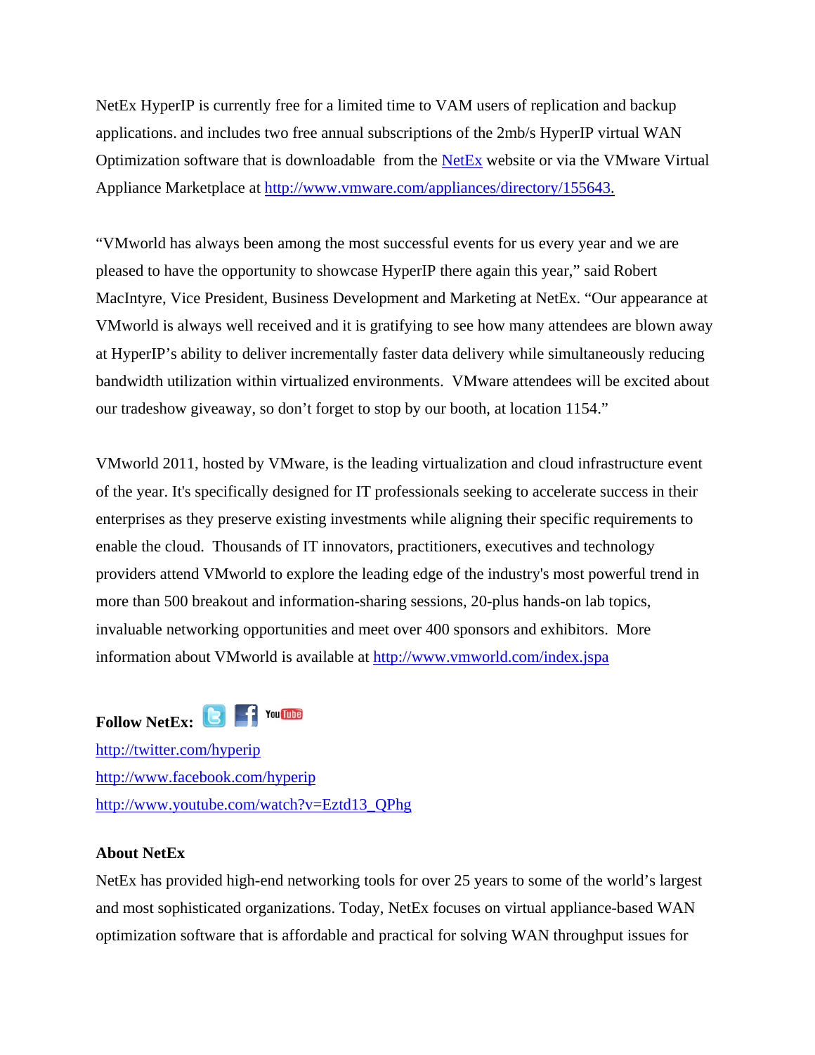NetEx HyperIP is currently free for a limited time to VAM users of replication and backup applications. and includes two free annual subscriptions of the 2mb/s HyperIP virtual WAN Optimization software that is downloadable  from the NetEx website or via the VMware Virtual Appliance Marketplace at http://www.vmware.com/appliances/directory/155643.

"VMworld has always been among the most successful events for us every year and we are pleased to have the opportunity to showcase HyperIP there again this year," said Robert MacIntyre, Vice President, Business Development and Marketing at NetEx. "Our appearance at VMworld is always well received and it is gratifying to see how many attendees are blown away at HyperIP's ability to deliver incrementally faster data delivery while simultaneously reducing bandwidth utilization within virtualized environments.  VMware attendees will be excited about our tradeshow giveaway, so don't forget to stop by our booth, at location 1154."

VMworld 2011, hosted by VMware, is the leading virtualization and cloud infrastructure event of the year. It's specifically designed for IT professionals seeking to accelerate success in their enterprises as they preserve existing investments while aligning their specific requirements to enable the cloud.  Thousands of IT innovators, practitioners, executives and technology providers attend VMworld to explore the leading edge of the industry's most powerful trend in more than 500 breakout and information-sharing sessions, 20-plus hands-on lab topics, invaluable networking opportunities and meet over 400 sponsors and exhibitors.  More information about VMworld is available at http://www.vmworld.com/index.jspa

**Follow NetEx:**

http://twitter.com/hyperip
http://www.facebook.com/hyperip
http://www.youtube.com/watch?v=Eztd13_QPhg

**About NetEx**

NetEx has provided high-end networking tools for over 25 years to some of the world's largest and most sophisticated organizations. Today, NetEx focuses on virtual appliance-based WAN optimization software that is affordable and practical for solving WAN throughput issues for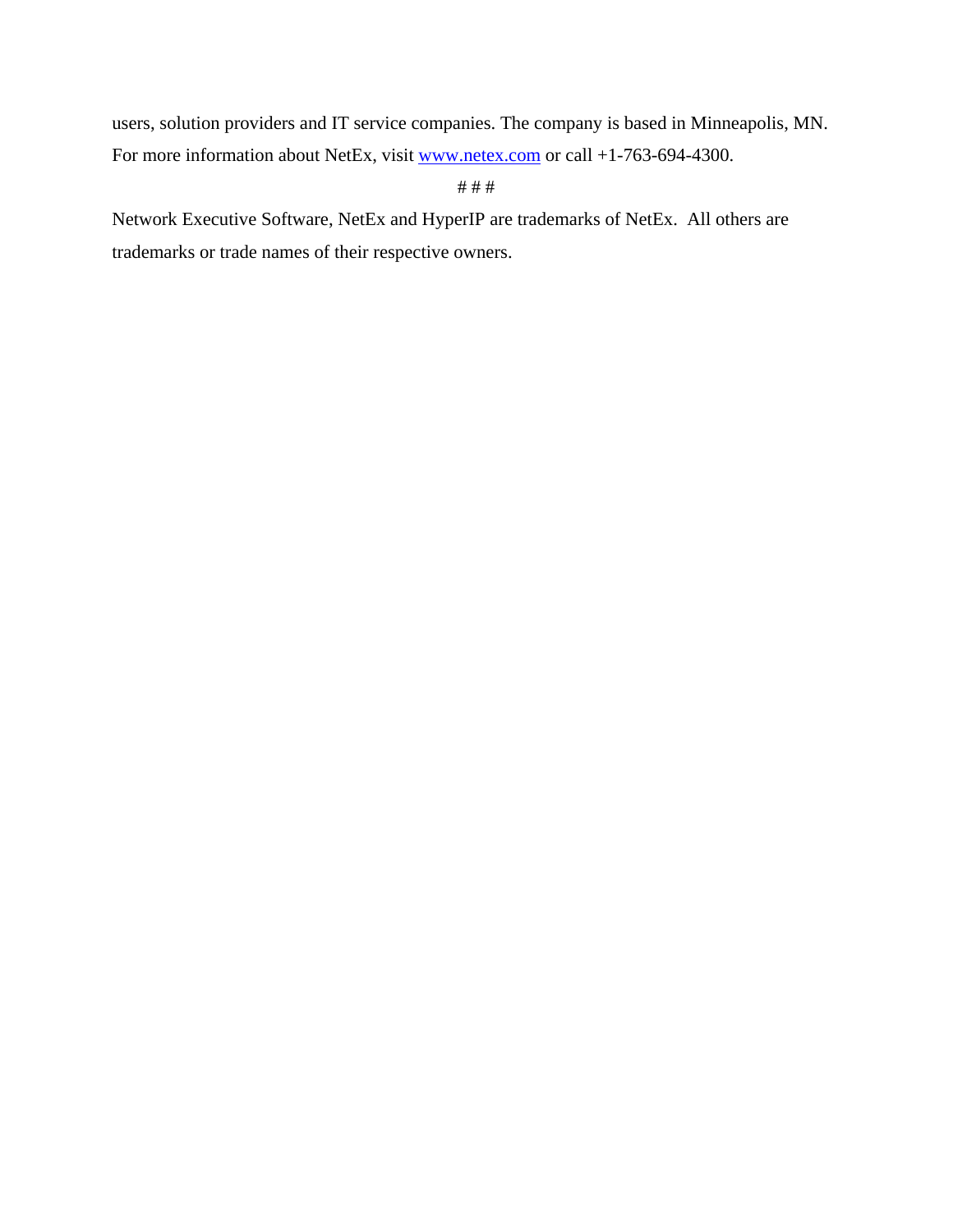users, solution providers and IT service companies. The company is based in Minneapolis, MN. For more information about NetEx, visit [www.netex.com](http://www.netex.com) or call +1-763-694-4300.

# # #

Network Executive Software, NetEx and HyperIP are trademarks of NetEx. All others are trademarks or trade names of their respective owners.